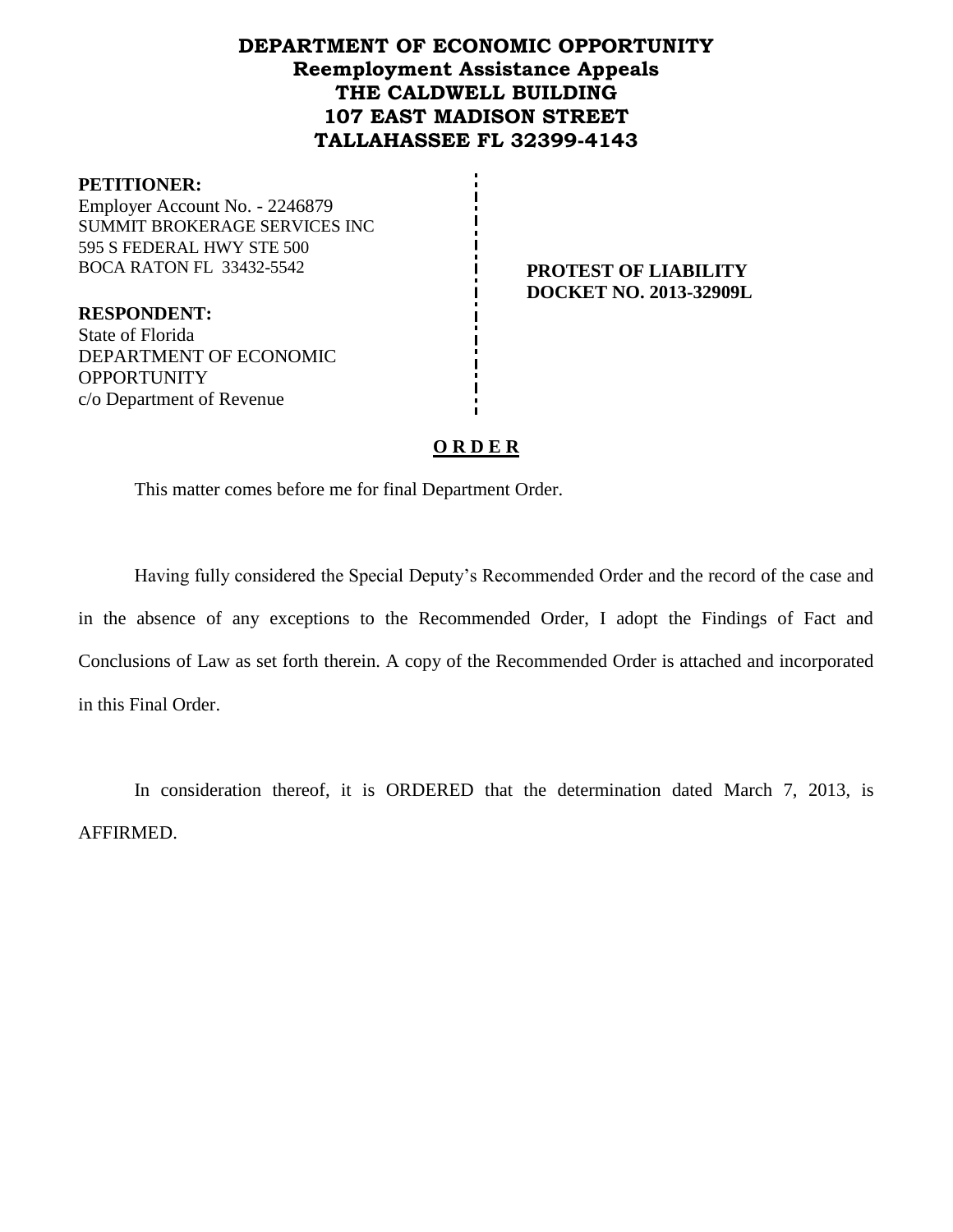# DEPARTMENT OF ECONOMIC OPPORTUNITY
## Reemployment Assistance Appeals
## THE CALDWELL BUILDING
## 107 EAST MADISON STREET
## TALLAHASSEE FL 32399-4143

**PETITIONER:**
Employer Account No. - 2246879
SUMMIT BROKERAGE SERVICES INC
595 S FEDERAL HWY STE 500
BOCA RATON FL 33432-5542

**RESPONDENT:**
State of Florida
DEPARTMENT OF ECONOMIC OPPORTUNITY
c/o Department of Revenue

**PROTEST OF LIABILITY**
**DOCKET NO. 2013-32909L**

**O R D E R**

This matter comes before me for final Department Order.

Having fully considered the Special Deputy's Recommended Order and the record of the case and in the absence of any exceptions to the Recommended Order, I adopt the Findings of Fact and Conclusions of Law as set forth therein. A copy of the Recommended Order is attached and incorporated in this Final Order.

In consideration thereof, it is ORDERED that the determination dated March 7, 2013, is AFFIRMED.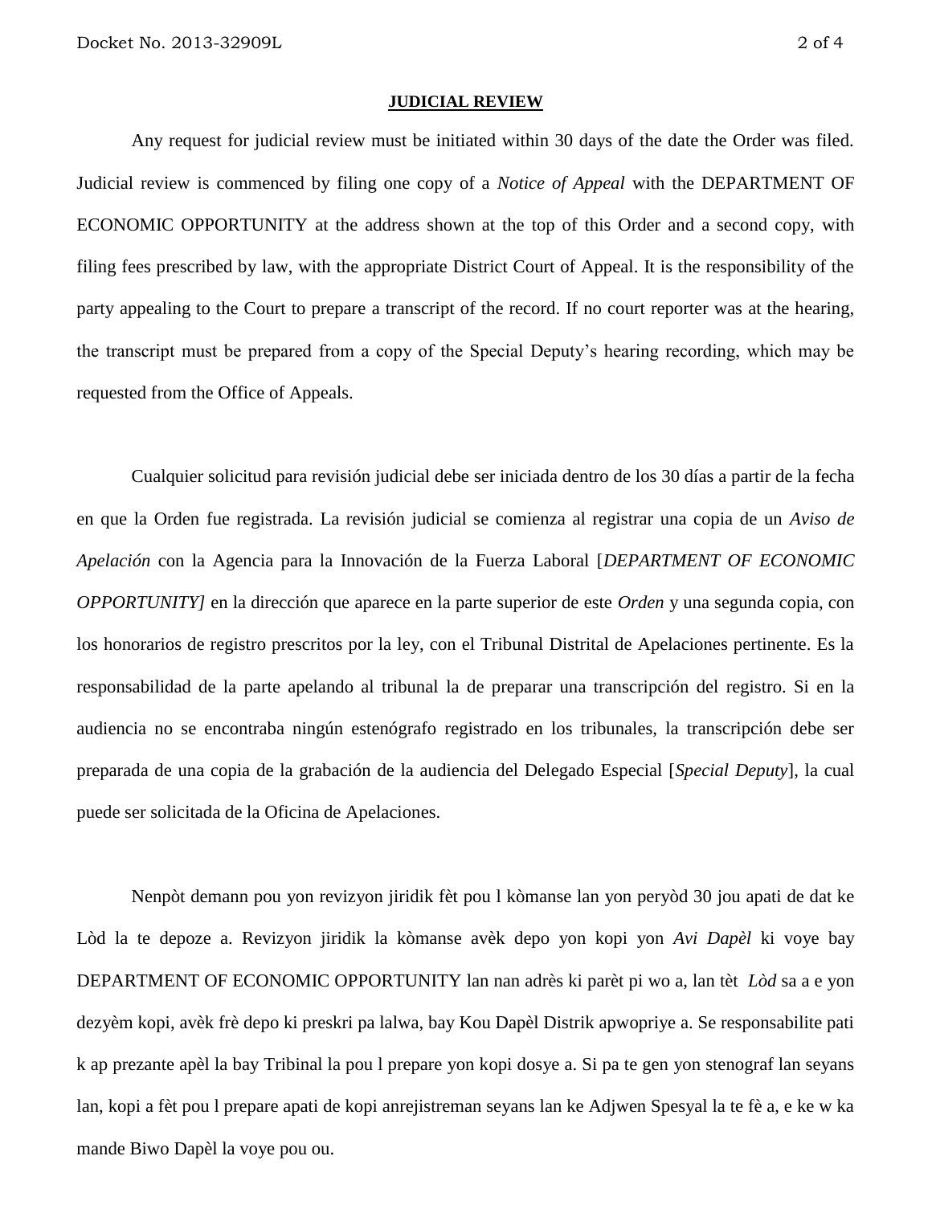**JUDICIAL REVIEW**

Any request for judicial review must be initiated within 30 days of the date the Order was filed. Judicial review is commenced by filing one copy of a *Notice of Appeal* with the DEPARTMENT OF ECONOMIC OPPORTUNITY at the address shown at the top of this Order and a second copy, with filing fees prescribed by law, with the appropriate District Court of Appeal. It is the responsibility of the party appealing to the Court to prepare a transcript of the record. If no court reporter was at the hearing, the transcript must be prepared from a copy of the Special Deputy's hearing recording, which may be requested from the Office of Appeals.

Cualquier solicitud para revisión judicial debe ser iniciada dentro de los 30 días a partir de la fecha en que la Orden fue registrada. La revisión judicial se comienza al registrar una copia de un *Aviso de Apelación* con la Agencia para la Innovación de la Fuerza Laboral [*DEPARTMENT OF ECONOMIC OPPORTUNITY]* en la dirección que aparece en la parte superior de este *Orden* y una segunda copia, con los honorarios de registro prescritos por la ley, con el Tribunal Distrital de Apelaciones pertinente. Es la responsabilidad de la parte apelando al tribunal la de preparar una transcripción del registro. Si en la audiencia no se encontraba ningún estenógrafo registrado en los tribunales, la transcripción debe ser preparada de una copia de la grabación de la audiencia del Delegado Especial [*Special Deputy*], la cual puede ser solicitada de la Oficina de Apelaciones.

Nenpòt demann pou yon revizyon jiridik fèt pou l kòmanse lan yon peryòd 30 jou apati de dat ke Lòd la te depoze a. Revizyon jiridik la kòmanse avèk depo yon kopi yon *Avi Dapèl* ki voye bay DEPARTMENT OF ECONOMIC OPPORTUNITY lan nan adrès ki parèt pi wo a, lan tèt *Lòd* sa a e yon dezyèm kopi, avèk frè depo ki preskri pa lalwa, bay Kou Dapèl Distrik apwopriye a. Se responsabilite pati k ap prezante apèl la bay Tribinal la pou l prepare yon kopi dosye a. Si pa te gen yon stenograf lan seyans lan, kopi a fèt pou l prepare apati de kopi anrejistreman seyans lan ke Adjwen Spesyal la te fè a, e ke w ka mande Biwo Dapèl la voye pou ou.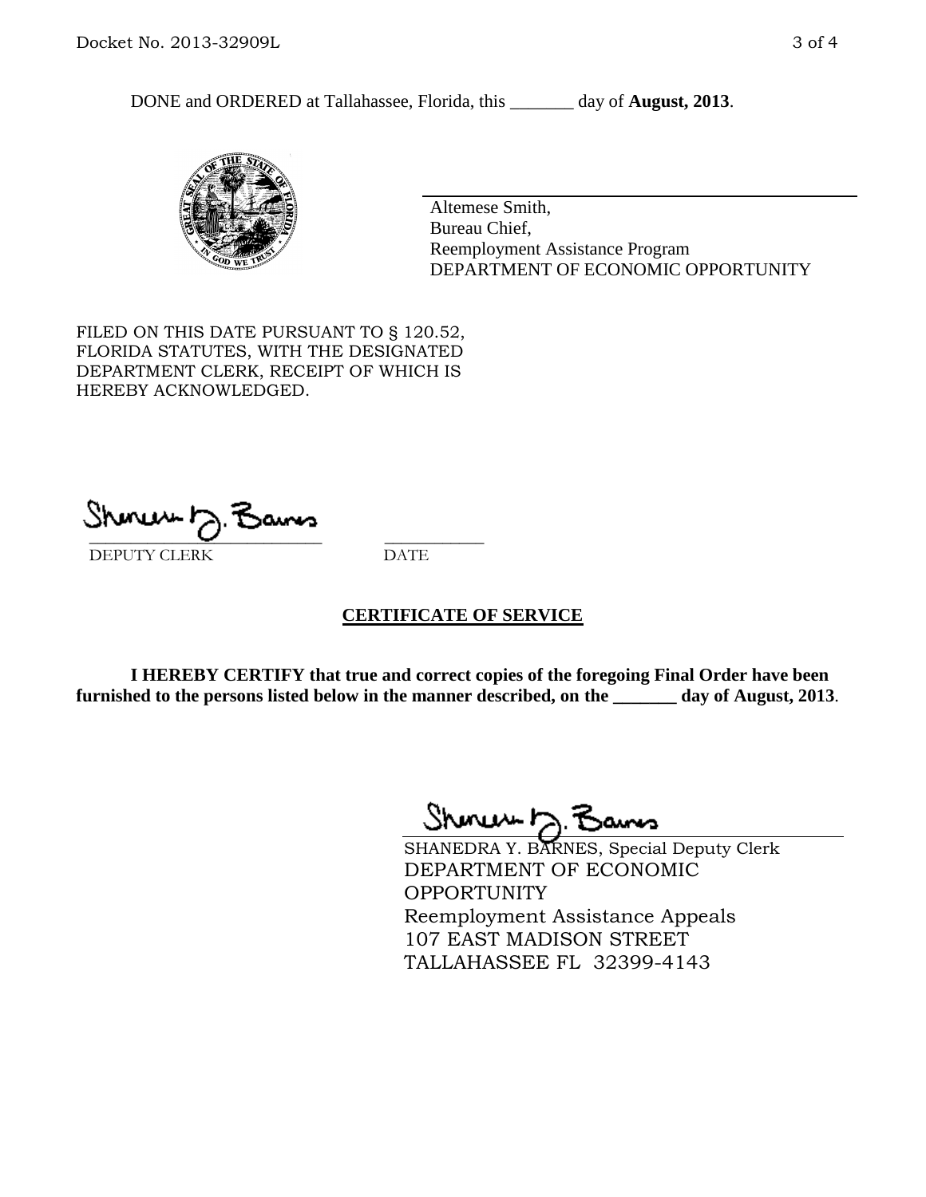DONE and ORDERED at Tallahassee, Florida, this _______ day of **August, 2013**.

Altemese Smith,
Bureau Chief,
Reemployment Assistance Program
DEPARTMENT OF ECONOMIC OPPORTUNITY

FILED ON THIS DATE PURSUANT TO § 120.52, FLORIDA STATUTES, WITH THE DESIGNATED DEPARTMENT CLERK, RECEIPT OF WHICH IS HEREBY ACKNOWLEDGED.

\_\_\_\_\_\_\_\_\_\_\_\_\_\_\_\_\_\_\_\_\_\_\_\_\_\_\_\_ \_\_\_\_\_\_\_\_\_\_\_\_
DEPUTY CLERK DATE

## CERTIFICATE OF SERVICE

**I HEREBY CERTIFY that true and correct copies of the foregoing Final Order have been furnished to the persons listed below in the manner described, on the _______ day of August, 2013**.

SHANEDRA Y. BARNES, Special Deputy Clerk
DEPARTMENT OF ECONOMIC OPPORTUNITY
Reemployment Assistance Appeals
107 EAST MADISON STREET
TALLAHASSEE FL 32399-4143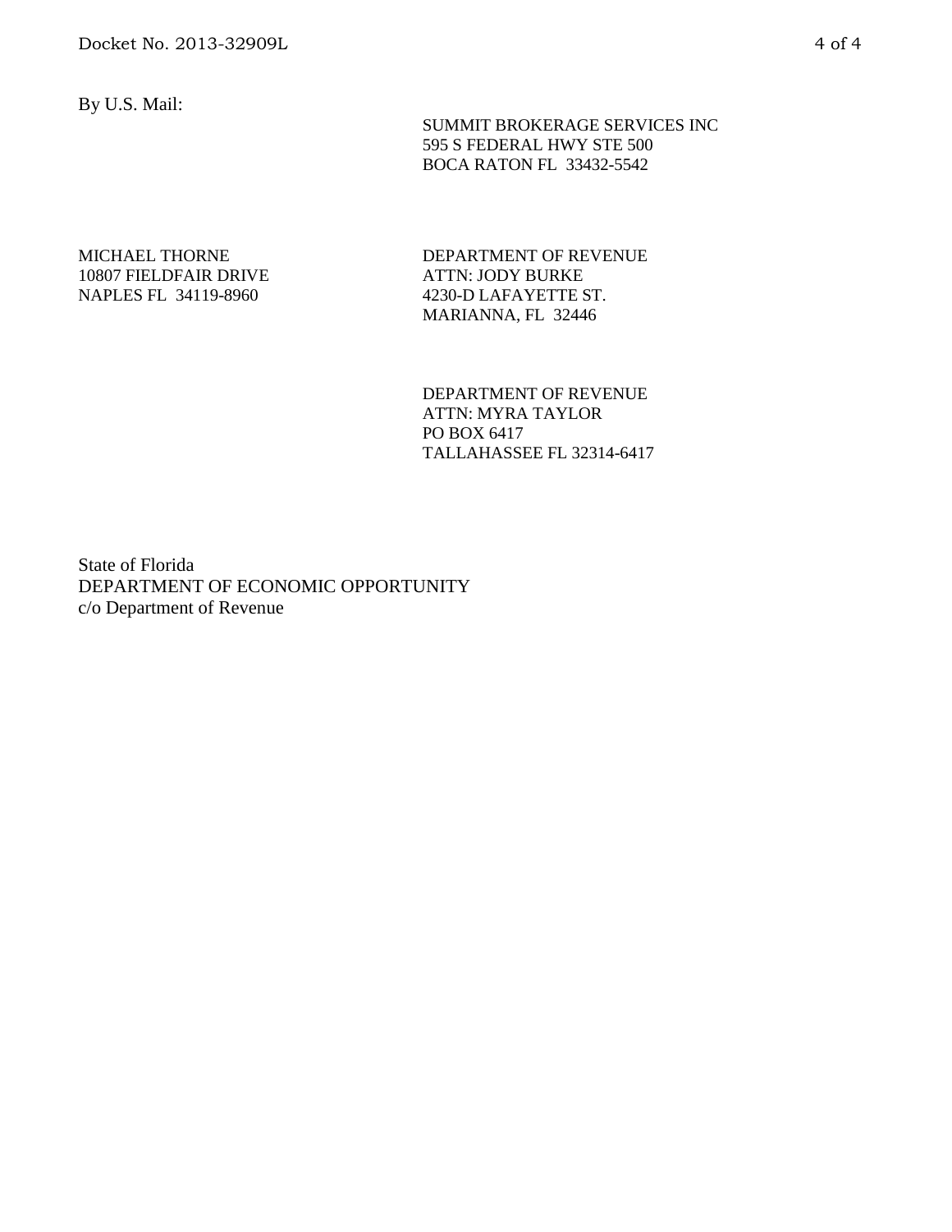By U.S. Mail:

SUMMIT BROKERAGE SERVICES INC
595 S FEDERAL HWY STE 500
BOCA RATON FL 33432-5542

MICHAEL THORNE
10807 FIELDFAIR DRIVE
NAPLES FL 34119-8960

DEPARTMENT OF REVENUE
ATTN: JODY BURKE
4230-D LAFAYETTE ST.
MARIANNA, FL 32446

DEPARTMENT OF REVENUE
ATTN: MYRA TAYLOR
PO BOX 6417
TALLAHASSEE FL 32314-6417

State of Florida
DEPARTMENT OF ECONOMIC OPPORTUNITY
c/o Department of Revenue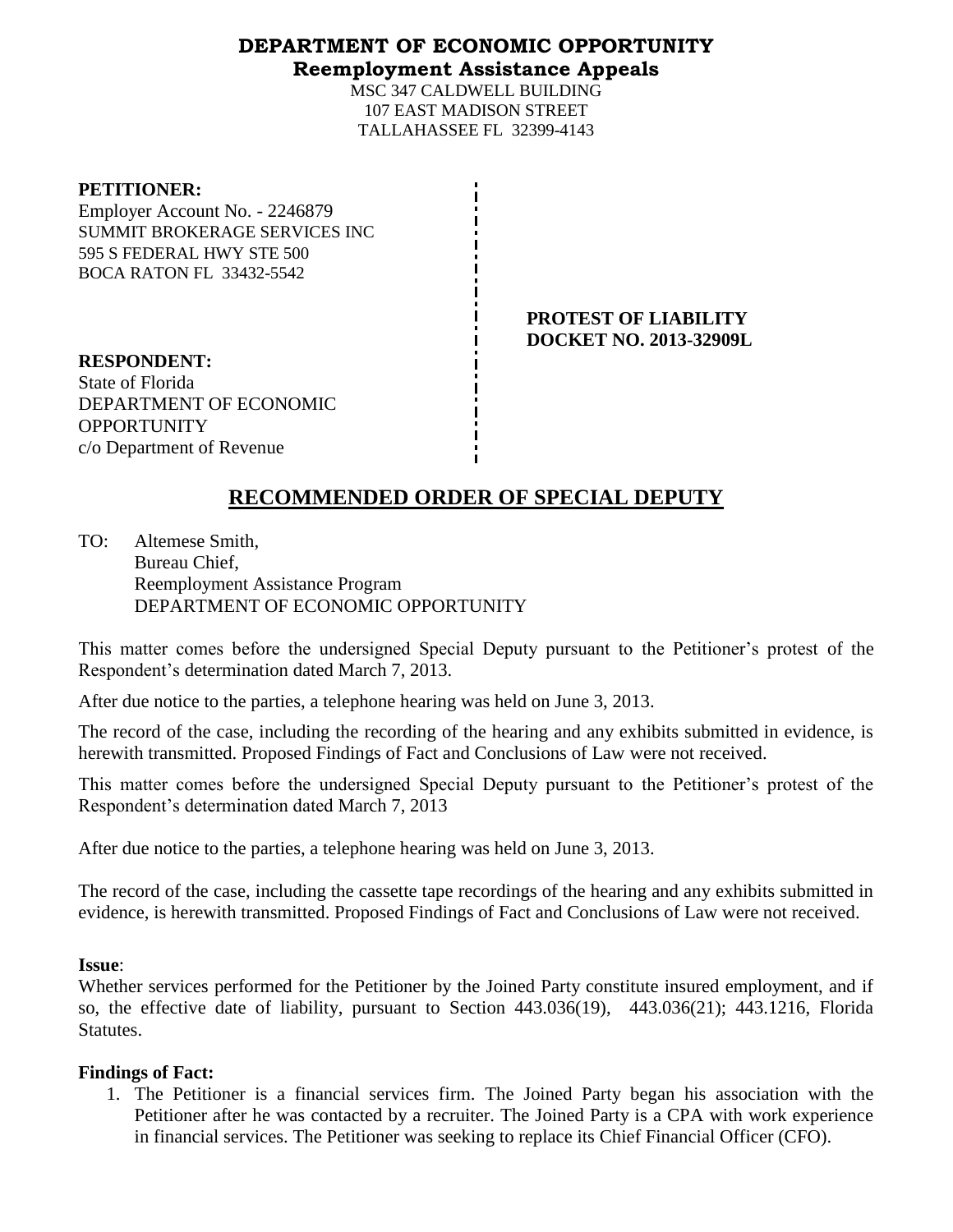# DEPARTMENT OF ECONOMIC OPPORTUNITY
## Reemployment Assistance Appeals

MSC 347 CALDWELL BUILDING
107 EAST MADISON STREET
TALLAHASSEE FL 32399-4143

**PETITIONER:**
Employer Account No. - 2246879
SUMMIT BROKERAGE SERVICES INC
595 S FEDERAL HWY STE 500
BOCA RATON FL 33432-5542

**PROTEST OF LIABILITY**
**DOCKET NO. 2013-32909L**

**RESPONDENT:**
State of Florida
DEPARTMENT OF ECONOMIC OPPORTUNITY
c/o Department of Revenue

# RECOMMENDED ORDER OF SPECIAL DEPUTY

TO: Altemese Smith,
Bureau Chief,
Reemployment Assistance Program
DEPARTMENT OF ECONOMIC OPPORTUNITY

This matter comes before the undersigned Special Deputy pursuant to the Petitioner's protest of the Respondent's determination dated March 7, 2013.

After due notice to the parties, a telephone hearing was held on June 3, 2013.

The record of the case, including the recording of the hearing and any exhibits submitted in evidence, is herewith transmitted. Proposed Findings of Fact and Conclusions of Law were not received.

This matter comes before the undersigned Special Deputy pursuant to the Petitioner's protest of the Respondent's determination dated March 7, 2013

After due notice to the parties, a telephone hearing was held on June 3, 2013.

The record of the case, including the cassette tape recordings of the hearing and any exhibits submitted in evidence, is herewith transmitted. Proposed Findings of Fact and Conclusions of Law were not received.

**Issue**:
Whether services performed for the Petitioner by the Joined Party constitute insured employment, and if so, the effective date of liability, pursuant to Section 443.036(19), 443.036(21); 443.1216, Florida Statutes.

**Findings of Fact:**

1. The Petitioner is a financial services firm. The Joined Party began his association with the Petitioner after he was contacted by a recruiter. The Joined Party is a CPA with work experience in financial services. The Petitioner was seeking to replace its Chief Financial Officer (CFO).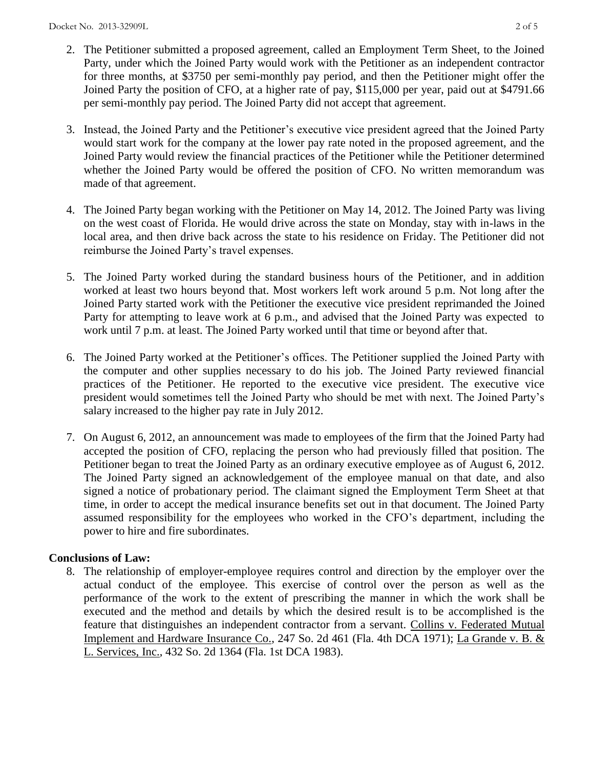2. The Petitioner submitted a proposed agreement, called an Employment Term Sheet, to the Joined Party, under which the Joined Party would work with the Petitioner as an independent contractor for three months, at $3750 per semi-monthly pay period, and then the Petitioner might offer the Joined Party the position of CFO, at a higher rate of pay, $115,000 per year, paid out at $4791.66 per semi-monthly pay period. The Joined Party did not accept that agreement.

3. Instead, the Joined Party and the Petitioner's executive vice president agreed that the Joined Party would start work for the company at the lower pay rate noted in the proposed agreement, and the Joined Party would review the financial practices of the Petitioner while the Petitioner determined whether the Joined Party would be offered the position of CFO. No written memorandum was made of that agreement.

4. The Joined Party began working with the Petitioner on May 14, 2012. The Joined Party was living on the west coast of Florida. He would drive across the state on Monday, stay with in-laws in the local area, and then drive back across the state to his residence on Friday. The Petitioner did not reimburse the Joined Party's travel expenses.

5. The Joined Party worked during the standard business hours of the Petitioner, and in addition worked at least two hours beyond that. Most workers left work around 5 p.m. Not long after the Joined Party started work with the Petitioner the executive vice president reprimanded the Joined Party for attempting to leave work at 6 p.m., and advised that the Joined Party was expected to work until 7 p.m. at least. The Joined Party worked until that time or beyond after that.

6. The Joined Party worked at the Petitioner's offices. The Petitioner supplied the Joined Party with the computer and other supplies necessary to do his job. The Joined Party reviewed financial practices of the Petitioner. He reported to the executive vice president. The executive vice president would sometimes tell the Joined Party who should be met with next. The Joined Party's salary increased to the higher pay rate in July 2012.

7. On August 6, 2012, an announcement was made to employees of the firm that the Joined Party had accepted the position of CFO, replacing the person who had previously filled that position. The Petitioner began to treat the Joined Party as an ordinary executive employee as of August 6, 2012. The Joined Party signed an acknowledgement of the employee manual on that date, and also signed a notice of probationary period. The claimant signed the Employment Term Sheet at that time, in order to accept the medical insurance benefits set out in that document. The Joined Party assumed responsibility for the employees who worked in the CFO's department, including the power to hire and fire subordinates.

**Conclusions of Law:**

8. The relationship of employer-employee requires control and direction by the employer over the actual conduct of the employee. This exercise of control over the person as well as the performance of the work to the extent of prescribing the manner in which the work shall be executed and the method and details by which the desired result is to be accomplished is the feature that distinguishes an independent contractor from a servant. Collins v. Federated Mutual Implement and Hardware Insurance Co., 247 So. 2d 461 (Fla. 4th DCA 1971); La Grande v. B. & L. Services, Inc., 432 So. 2d 1364 (Fla. 1st DCA 1983).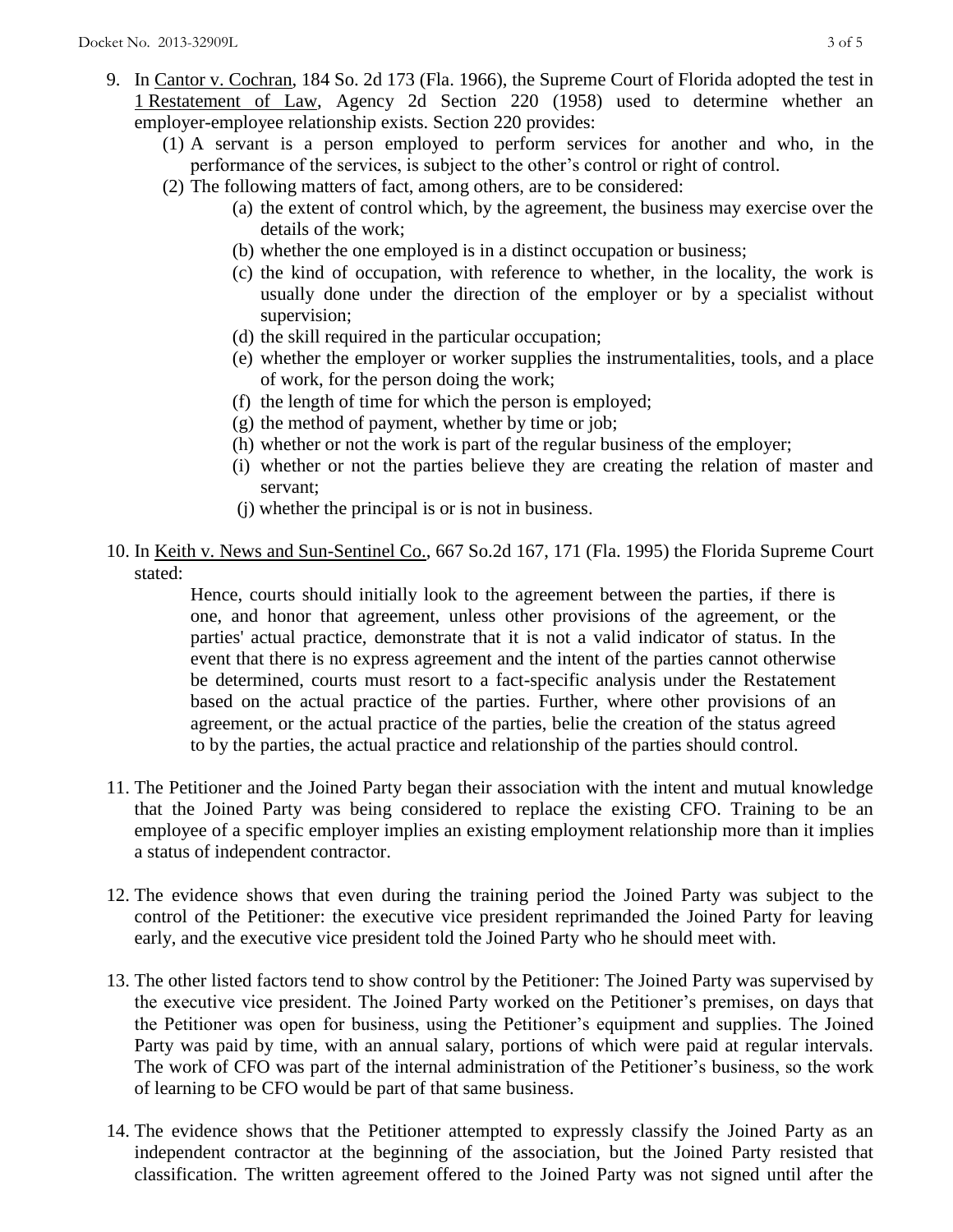9. In Cantor v. Cochran, 184 So. 2d 173 (Fla. 1966), the Supreme Court of Florida adopted the test in 1 Restatement of Law, Agency 2d Section 220 (1958) used to determine whether an employer-employee relationship exists. Section 220 provides:
   (1) A servant is a person employed to perform services for another and who, in the performance of the services, is subject to the other's control or right of control.
   (2) The following matters of fact, among others, are to be considered:
      (a) the extent of control which, by the agreement, the business may exercise over the details of the work;
      (b) whether the one employed is in a distinct occupation or business;
      (c) the kind of occupation, with reference to whether, in the locality, the work is usually done under the direction of the employer or by a specialist without supervision;
      (d) the skill required in the particular occupation;
      (e) whether the employer or worker supplies the instrumentalities, tools, and a place of work, for the person doing the work;
      (f) the length of time for which the person is employed;
      (g) the method of payment, whether by time or job;
      (h) whether or not the work is part of the regular business of the employer;
      (i) whether or not the parties believe they are creating the relation of master and servant;
      (j) whether the principal is or is not in business.

10. In Keith v. News and Sun-Sentinel Co., 667 So.2d 167, 171 (Fla. 1995) the Florida Supreme Court stated:

    > Hence, courts should initially look to the agreement between the parties, if there is one, and honor that agreement, unless other provisions of the agreement, or the parties' actual practice, demonstrate that it is not a valid indicator of status. In the event that there is no express agreement and the intent of the parties cannot otherwise be determined, courts must resort to a fact-specific analysis under the Restatement based on the actual practice of the parties. Further, where other provisions of an agreement, or the actual practice of the parties, belie the creation of the status agreed to by the parties, the actual practice and relationship of the parties should control.

11. The Petitioner and the Joined Party began their association with the intent and mutual knowledge that the Joined Party was being considered to replace the existing CFO. Training to be an employee of a specific employer implies an existing employment relationship more than it implies a status of independent contractor.

12. The evidence shows that even during the training period the Joined Party was subject to the control of the Petitioner: the executive vice president reprimanded the Joined Party for leaving early, and the executive vice president told the Joined Party who he should meet with.

13. The other listed factors tend to show control by the Petitioner: The Joined Party was supervised by the executive vice president. The Joined Party worked on the Petitioner's premises, on days that the Petitioner was open for business, using the Petitioner's equipment and supplies. The Joined Party was paid by time, with an annual salary, portions of which were paid at regular intervals. The work of CFO was part of the internal administration of the Petitioner's business, so the work of learning to be CFO would be part of that same business.

14. The evidence shows that the Petitioner attempted to expressly classify the Joined Party as an independent contractor at the beginning of the association, but the Joined Party resisted that classification. The written agreement offered to the Joined Party was not signed until after the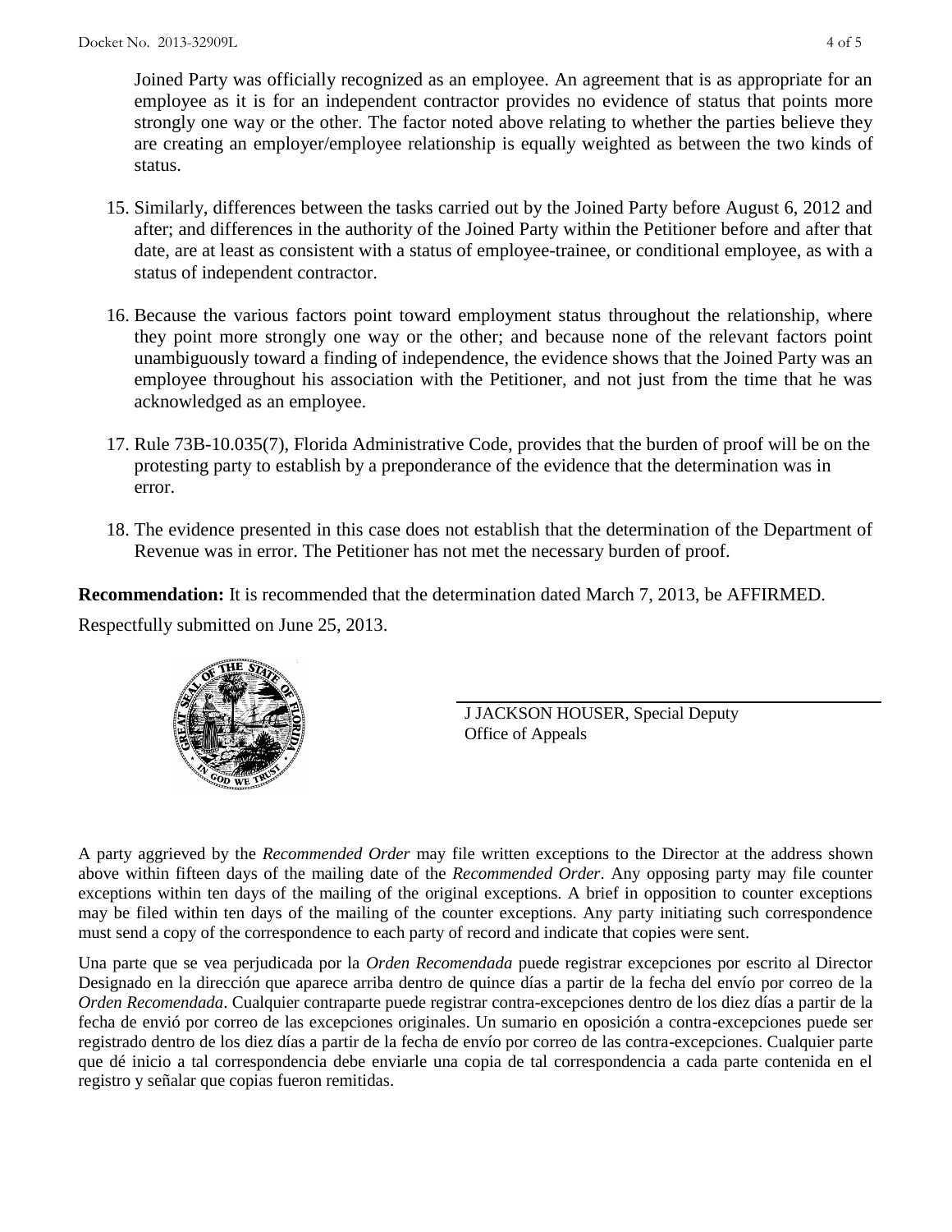Joined Party was officially recognized as an employee. An agreement that is as appropriate for an employee as it is for an independent contractor provides no evidence of status that points more strongly one way or the other. The factor noted above relating to whether the parties believe they are creating an employer/employee relationship is equally weighted as between the two kinds of status.

15. Similarly, differences between the tasks carried out by the Joined Party before August 6, 2012 and after; and differences in the authority of the Joined Party within the Petitioner before and after that date, are at least as consistent with a status of employee-trainee, or conditional employee, as with a status of independent contractor.

16. Because the various factors point toward employment status throughout the relationship, where they point more strongly one way or the other; and because none of the relevant factors point unambiguously toward a finding of independence, the evidence shows that the Joined Party was an employee throughout his association with the Petitioner, and not just from the time that he was acknowledged as an employee.

17. Rule 73B-10.035(7), Florida Administrative Code, provides that the burden of proof will be on the protesting party to establish by a preponderance of the evidence that the determination was in error.

18. The evidence presented in this case does not establish that the determination of the Department of Revenue was in error. The Petitioner has not met the necessary burden of proof.

**Recommendation:** It is recommended that the determination dated March 7, 2013, be AFFIRMED.

Respectfully submitted on June 25, 2013.

J JACKSON HOUSER, Special Deputy
Office of Appeals

A party aggrieved by the *Recommended Order* may file written exceptions to the Director at the address shown above within fifteen days of the mailing date of the *Recommended Order*. Any opposing party may file counter exceptions within ten days of the mailing of the original exceptions. A brief in opposition to counter exceptions may be filed within ten days of the mailing of the counter exceptions. Any party initiating such correspondence must send a copy of the correspondence to each party of record and indicate that copies were sent.

Una parte que se vea perjudicada por la *Orden Recomendada* puede registrar excepciones por escrito al Director Designado en la dirección que aparece arriba dentro de quince días a partir de la fecha del envío por correo de la *Orden Recomendada*. Cualquier contraparte puede registrar contra-excepciones dentro de los diez días a partir de la fecha de envió por correo de las excepciones originales. Un sumario en oposición a contra-excepciones puede ser registrado dentro de los diez días a partir de la fecha de envío por correo de las contra-excepciones. Cualquier parte que dé inicio a tal correspondencia debe enviarle una copia de tal correspondencia a cada parte contenida en el registro y señalar que copias fueron remitidas.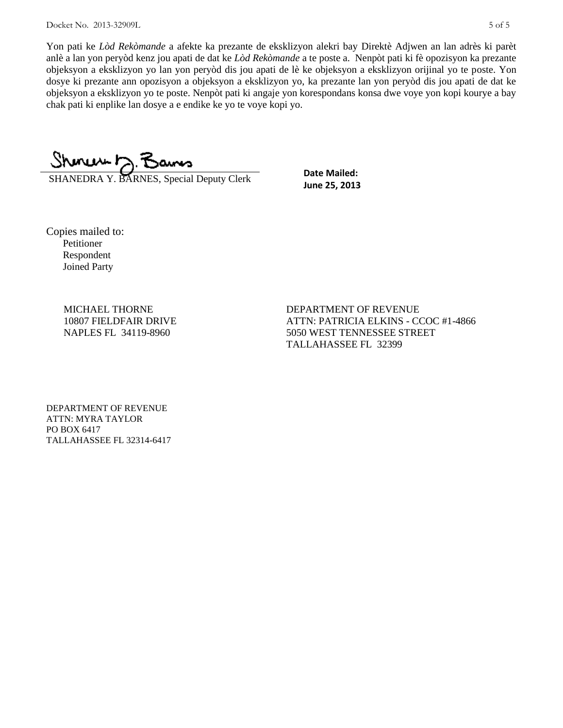Yon pati ke *Lòd Rekòmande* a afekte ka prezante de eksklizyon alekri bay Direktè Adjwen an lan adrès ki parèt anlè a lan yon peryòd kenz jou apati de dat ke *Lòd Rekòmande* a te poste a. Nenpòt pati ki fè opozisyon ka prezante objeksyon a eksklizyon yo lan yon peryòd dis jou apati de lè ke objeksyon a eksklizyon orijinal yo te poste. Yon dosye ki prezante ann opozisyon a objeksyon a eksklizyon yo, ka prezante lan yon peryòd dis jou apati de dat ke objeksyon a eksklizyon yo te poste. Nenpòt pati ki angaje yon korespondans konsa dwe voye yon kopi kourye a bay chak pati ki enplike lan dosye a e endike ke yo te voye kopi yo.

SHANEDRA Y. BARNES, Special Deputy Clerk

**Date Mailed:**
**June 25, 2013**

Copies mailed to:
Petitioner
Respondent
Joined Party

MICHAEL THORNE
10807 FIELDFAIR DRIVE
NAPLES FL 34119-8960

DEPARTMENT OF REVENUE
ATTN: PATRICIA ELKINS - CCOC #1-4866
5050 WEST TENNESSEE STREET
TALLAHASSEE FL 32399

DEPARTMENT OF REVENUE
ATTN: MYRA TAYLOR
PO BOX 6417
TALLAHASSEE FL 32314-6417